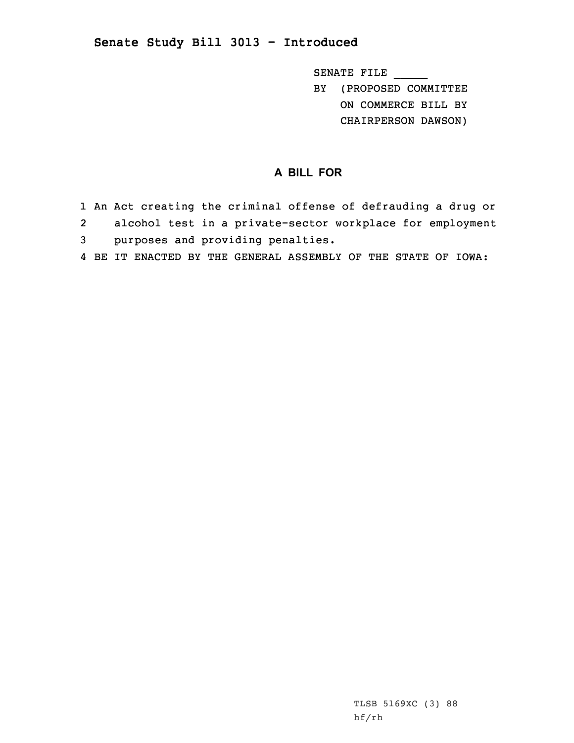## Senate Study Bill 3013 - Introduced

SENATE FILE _____
BY (PROPOSED COMMITTEE ON COMMERCE BILL BY CHAIRPERSON DAWSON)

### A BILL FOR

1 An Act creating the criminal offense of defrauding a drug or
2 alcohol test in a private-sector workplace for employment
3 purposes and providing penalties.
4 BE IT ENACTED BY THE GENERAL ASSEMBLY OF THE STATE OF IOWA:

TLSB 5169XC (3) 88
hf/rh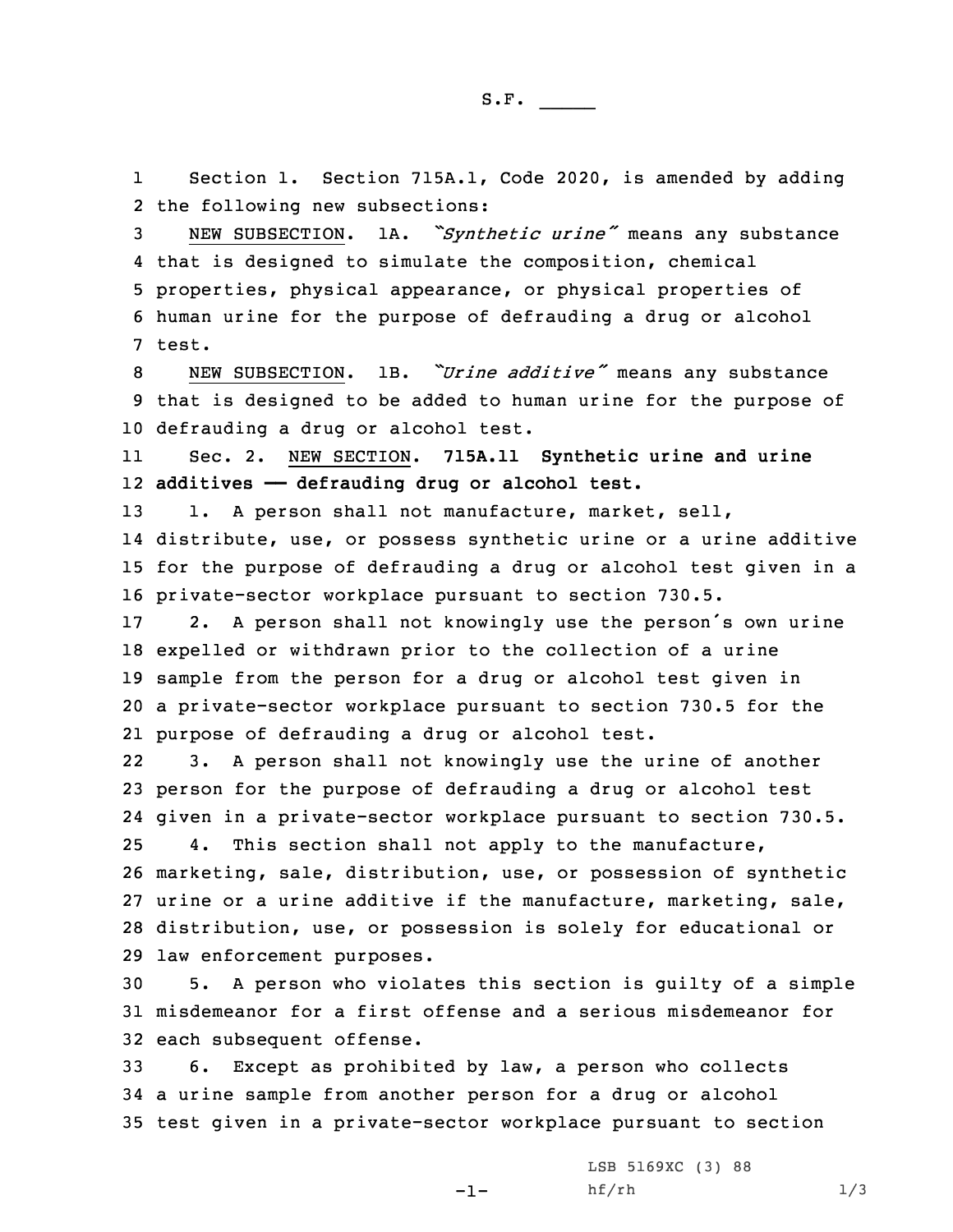S.F. _____

Section 1. Section 715A.1, Code 2020, is amended by adding the following new subsections:

NEW SUBSECTION. 1A. *"Synthetic urine"* means any substance that is designed to simulate the composition, chemical properties, physical appearance, or physical properties of human urine for the purpose of defrauding a drug or alcohol test.

NEW SUBSECTION. 1B. *"Urine additive"* means any substance that is designed to be added to human urine for the purpose of defrauding a drug or alcohol test.

Sec. 2. NEW SECTION. **715A.11 Synthetic urine and urine additives —— defrauding drug or alcohol test.**

1. A person shall not manufacture, market, sell, distribute, use, or possess synthetic urine or a urine additive for the purpose of defrauding a drug or alcohol test given in a private-sector workplace pursuant to section 730.5.

2. A person shall not knowingly use the person's own urine expelled or withdrawn prior to the collection of a urine sample from the person for a drug or alcohol test given in a private-sector workplace pursuant to section 730.5 for the purpose of defrauding a drug or alcohol test.

3. A person shall not knowingly use the urine of another person for the purpose of defrauding a drug or alcohol test given in a private-sector workplace pursuant to section 730.5.

4. This section shall not apply to the manufacture, marketing, sale, distribution, use, or possession of synthetic urine or a urine additive if the manufacture, marketing, sale, distribution, use, or possession is solely for educational or law enforcement purposes.

5. A person who violates this section is guilty of a simple misdemeanor for a first offense and a serious misdemeanor for each subsequent offense.

6. Except as prohibited by law, a person who collects a urine sample from another person for a drug or alcohol test given in a private-sector workplace pursuant to section

LSB 5169XC (3) 88
hf/rh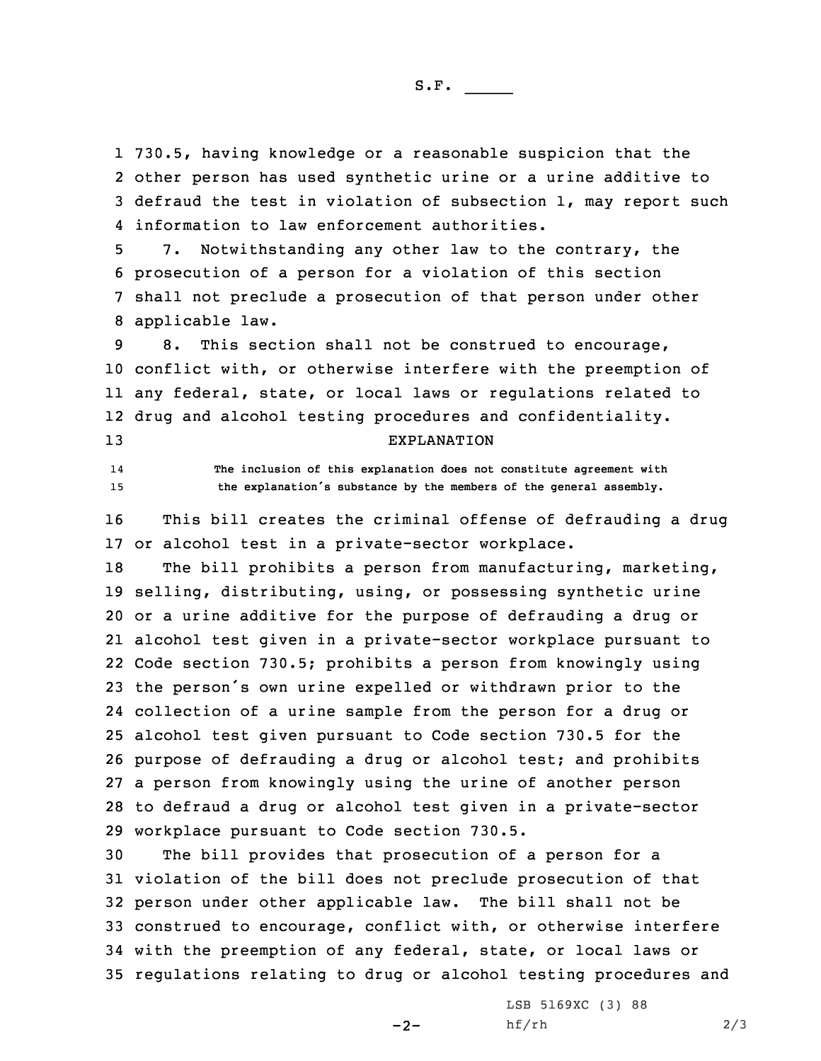730.5, having knowledge or a reasonable suspicion that the other person has used synthetic urine or a urine additive to defraud the test in violation of subsection 1, may report such information to law enforcement authorities.

7. Notwithstanding any other law to the contrary, the prosecution of a person for a violation of this section shall not preclude a prosecution of that person under other applicable law.

8. This section shall not be construed to encourage, conflict with, or otherwise interfere with the preemption of any federal, state, or local laws or regulations related to drug and alcohol testing procedures and confidentiality.

EXPLANATION

The inclusion of this explanation does not constitute agreement with the explanation's substance by the members of the general assembly.

This bill creates the criminal offense of defrauding a drug or alcohol test in a private-sector workplace.

The bill prohibits a person from manufacturing, marketing, selling, distributing, using, or possessing synthetic urine or a urine additive for the purpose of defrauding a drug or alcohol test given in a private-sector workplace pursuant to Code section 730.5; prohibits a person from knowingly using the person's own urine expelled or withdrawn prior to the collection of a urine sample from the person for a drug or alcohol test given pursuant to Code section 730.5 for the purpose of defrauding a drug or alcohol test; and prohibits a person from knowingly using the urine of another person to defraud a drug or alcohol test given in a private-sector workplace pursuant to Code section 730.5.

The bill provides that prosecution of a person for a violation of the bill does not preclude prosecution of that person under other applicable law. The bill shall not be construed to encourage, conflict with, or otherwise interfere with the preemption of any federal, state, or local laws or regulations relating to drug or alcohol testing procedures and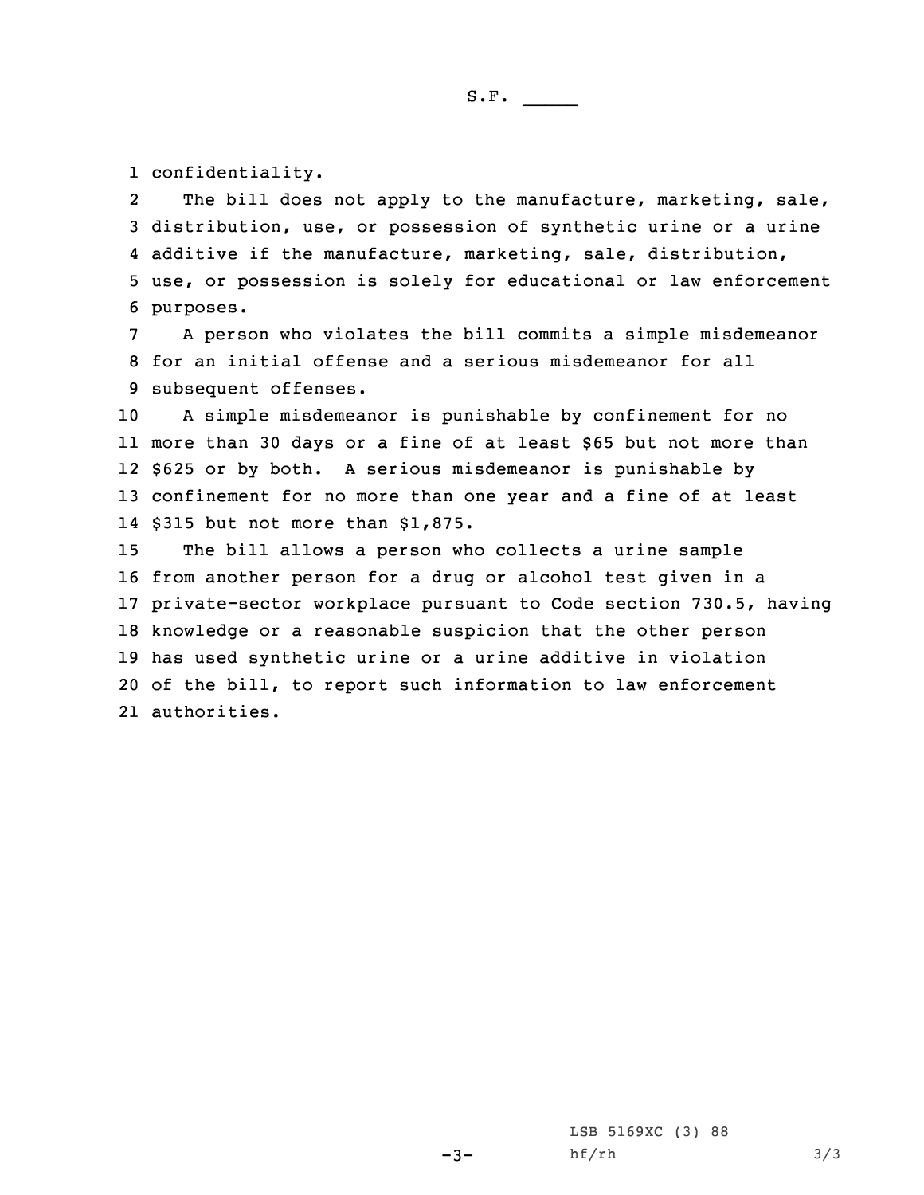confidentiality.

The bill does not apply to the manufacture, marketing, sale, distribution, use, or possession of synthetic urine or a urine additive if the manufacture, marketing, sale, distribution, use, or possession is solely for educational or law enforcement purposes.

A person who violates the bill commits a simple misdemeanor for an initial offense and a serious misdemeanor for all subsequent offenses.

A simple misdemeanor is punishable by confinement for no more than 30 days or a fine of at least $65 but not more than $625 or by both. A serious misdemeanor is punishable by confinement for no more than one year and a fine of at least $315 but not more than $1,875.

The bill allows a person who collects a urine sample from another person for a drug or alcohol test given in a private-sector workplace pursuant to Code section 730.5, having knowledge or a reasonable suspicion that the other person has used synthetic urine or a urine additive in violation of the bill, to report such information to law enforcement authorities.

LSB 5169XC (3) 88
hf/rh